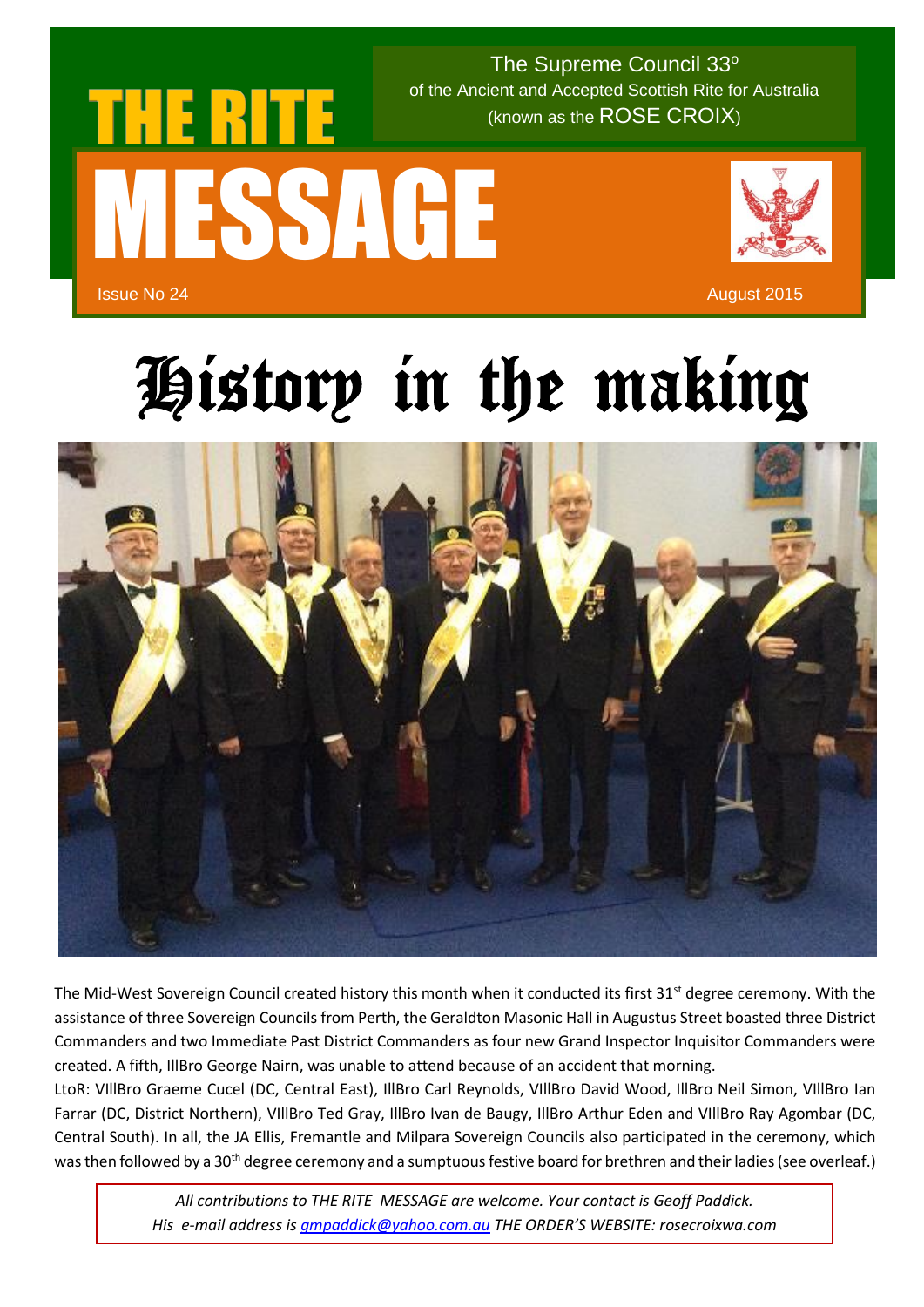# THE RITE MESSAGE

The Supreme Council 33°
of the Ancient and Accepted Scottish Rite for Australia
(known as the ROSE CROIX)

Issue No 24

August 2015

# History in the making

The Mid-West Sovereign Council created history this month when it conducted its first 31st degree ceremony. With the assistance of three Sovereign Councils from Perth, the Geraldton Masonic Hall in Augustus Street boasted three District Commanders and two Immediate Past District Commanders as four new Grand Inspector Inquisitor Commanders were created. A fifth, IllBro George Nairn, was unable to attend because of an accident that morning.

LtoR: VIllBro Graeme Cucel (DC, Central East), IllBro Carl Reynolds, VIllBro David Wood, IllBro Neil Simon, VIllBro Ian Farrar (DC, District Northern), VIllBro Ted Gray, IllBro Ivan de Baugy, IllBro Arthur Eden and VIllBro Ray Agombar (DC, Central South). In all, the JA Ellis, Fremantle and Milpara Sovereign Councils also participated in the ceremony, which was then followed by a 30th degree ceremony and a sumptuous festive board for brethren and their ladies (see overleaf.)

*All contributions to THE RITE MESSAGE are welcome. Your contact is Geoff Paddick.*
*His e-mail address is gmpaddick@yahoo.com.au THE ORDER'S WEBSITE: rosecroixwa.com*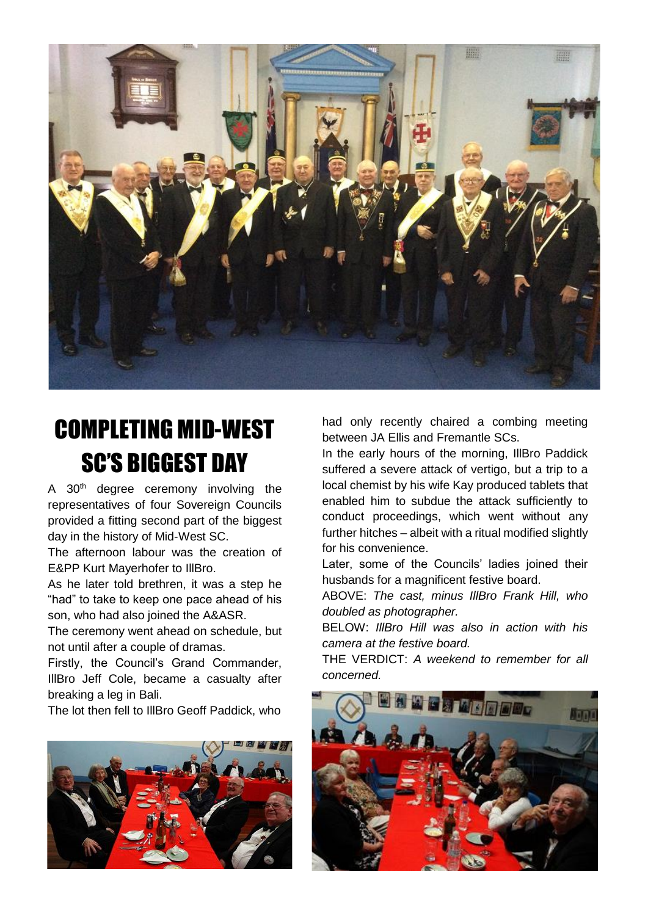# COMPLETING MID-WEST SC'S BIGGEST DAY

A 30th degree ceremony involving the representatives of four Sovereign Councils provided a fitting second part of the biggest day in the history of Mid-West SC.

The afternoon labour was the creation of E&PP Kurt Mayerhofer to IllBro.

As he later told brethren, it was a step he "had" to take to keep one pace ahead of his son, who had also joined the A&ASR.

The ceremony went ahead on schedule, but not until after a couple of dramas.

Firstly, the Council's Grand Commander, IllBro Jeff Cole, became a casualty after breaking a leg in Bali.

The lot then fell to IllBro Geoff Paddick, who had only recently chaired a combing meeting between JA Ellis and Fremantle SCs.

In the early hours of the morning, IllBro Paddick suffered a severe attack of vertigo, but a trip to a local chemist by his wife Kay produced tablets that enabled him to subdue the attack sufficiently to conduct proceedings, which went without any further hitches – albeit with a ritual modified slightly for his convenience.

Later, some of the Councils' ladies joined their husbands for a magnificent festive board.

ABOVE: *The cast, minus IllBro Frank Hill, who doubled as photographer.*

BELOW: *IllBro Hill was also in action with his camera at the festive board.*

THE VERDICT: *A weekend to remember for all concerned.*